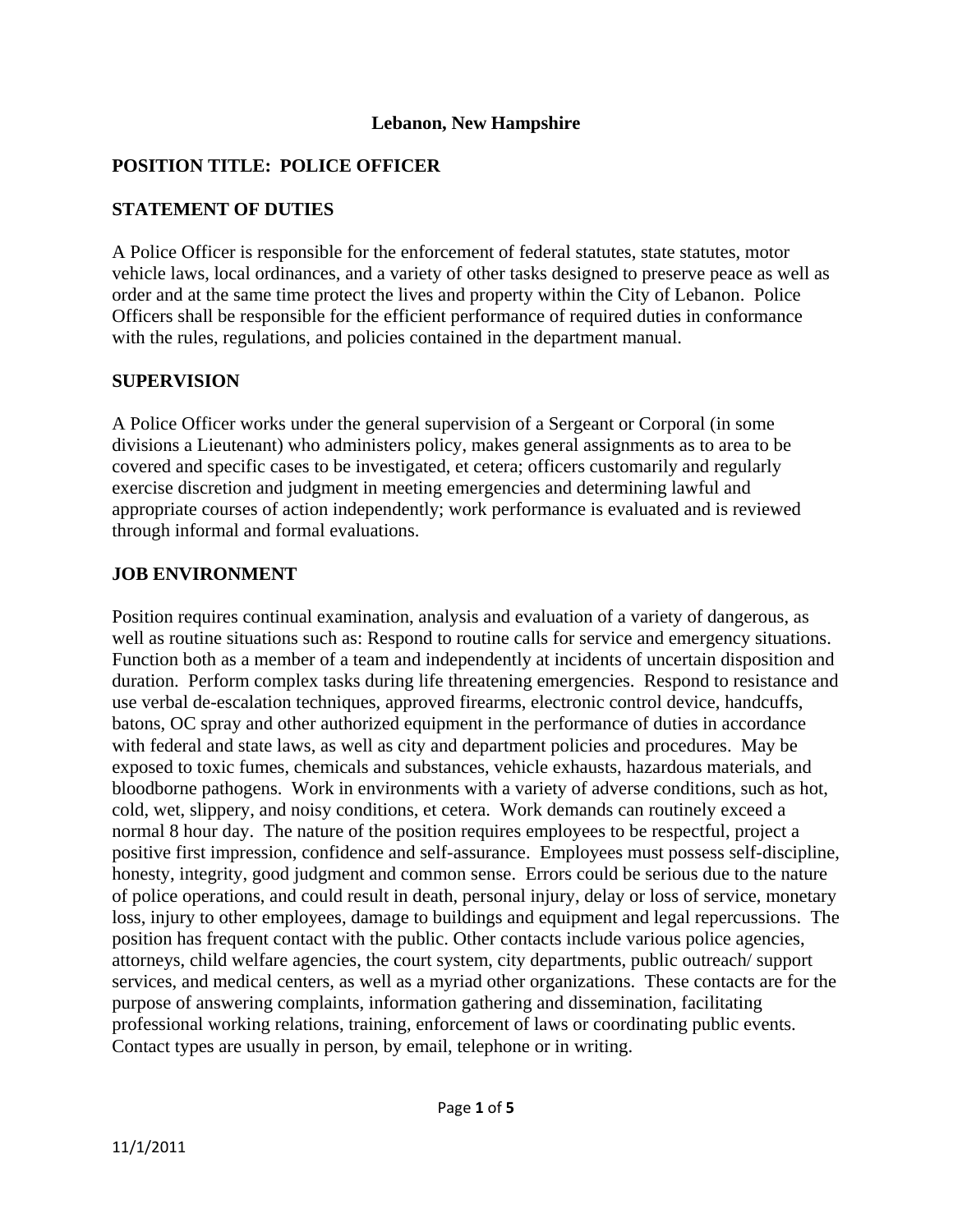**Lebanon, New Hampshire**

## POSITION TITLE: POLICE OFFICER

## STATEMENT OF DUTIES

A Police Officer is responsible for the enforcement of federal statutes, state statutes, motor vehicle laws, local ordinances, and a variety of other tasks designed to preserve peace as well as order and at the same time protect the lives and property within the City of Lebanon. Police Officers shall be responsible for the efficient performance of required duties in conformance with the rules, regulations, and policies contained in the department manual.

## SUPERVISION

A Police Officer works under the general supervision of a Sergeant or Corporal (in some divisions a Lieutenant) who administers policy, makes general assignments as to area to be covered and specific cases to be investigated, et cetera; officers customarily and regularly exercise discretion and judgment in meeting emergencies and determining lawful and appropriate courses of action independently; work performance is evaluated and is reviewed through informal and formal evaluations.

## JOB ENVIRONMENT

Position requires continual examination, analysis and evaluation of a variety of dangerous, as well as routine situations such as: Respond to routine calls for service and emergency situations. Function both as a member of a team and independently at incidents of uncertain disposition and duration. Perform complex tasks during life threatening emergencies. Respond to resistance and use verbal de-escalation techniques, approved firearms, electronic control device, handcuffs, batons, OC spray and other authorized equipment in the performance of duties in accordance with federal and state laws, as well as city and department policies and procedures. May be exposed to toxic fumes, chemicals and substances, vehicle exhausts, hazardous materials, and bloodborne pathogens. Work in environments with a variety of adverse conditions, such as hot, cold, wet, slippery, and noisy conditions, et cetera. Work demands can routinely exceed a normal 8 hour day. The nature of the position requires employees to be respectful, project a positive first impression, confidence and self-assurance. Employees must possess self-discipline, honesty, integrity, good judgment and common sense. Errors could be serious due to the nature of police operations, and could result in death, personal injury, delay or loss of service, monetary loss, injury to other employees, damage to buildings and equipment and legal repercussions. The position has frequent contact with the public. Other contacts include various police agencies, attorneys, child welfare agencies, the court system, city departments, public outreach/ support services, and medical centers, as well as a myriad other organizations. These contacts are for the purpose of answering complaints, information gathering and dissemination, facilitating professional working relations, training, enforcement of laws or coordinating public events. Contact types are usually in person, by email, telephone or in writing.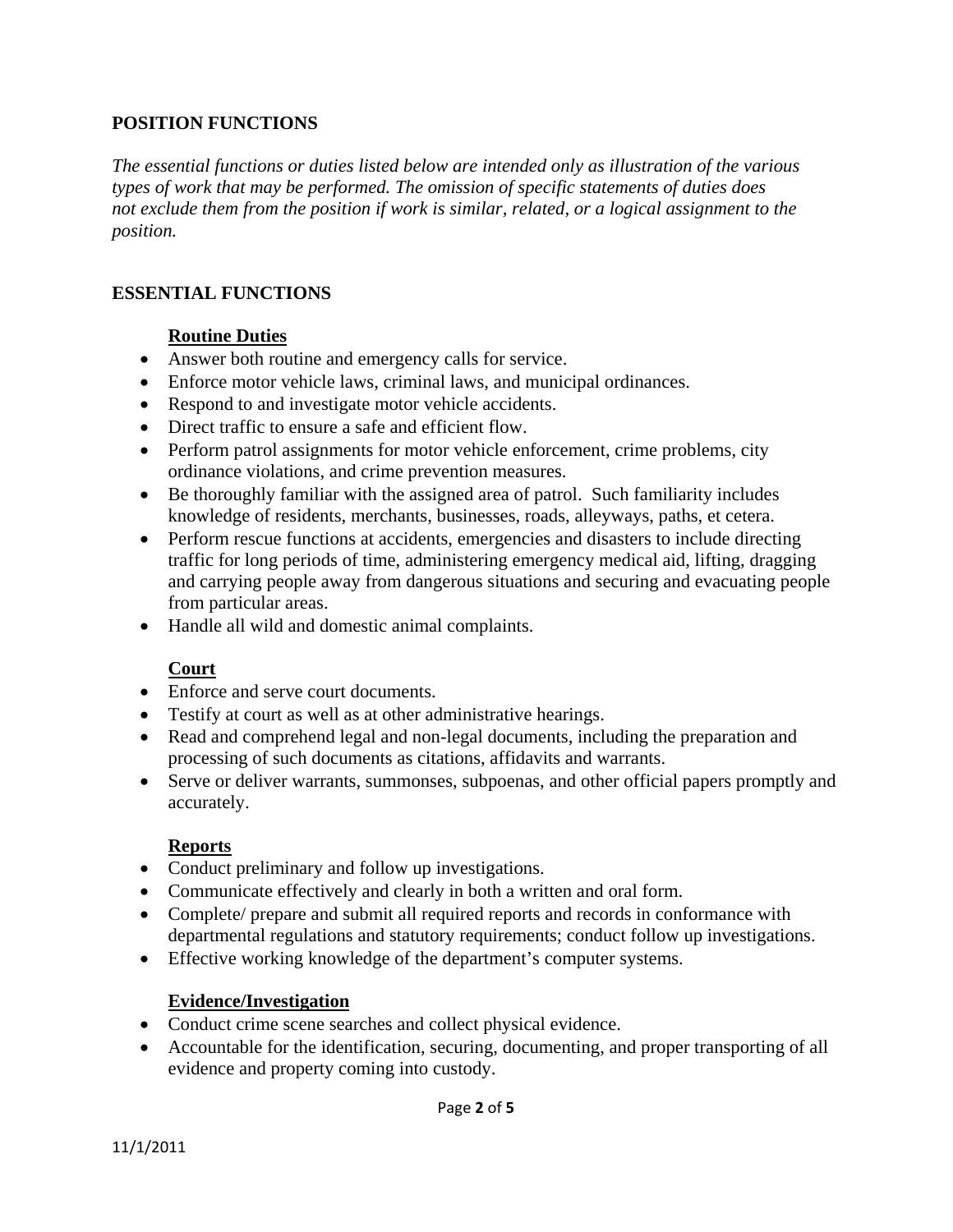## POSITION FUNCTIONS

*The essential functions or duties listed below are intended only as illustration of the various types of work that may be performed. The omission of specific statements of duties does not exclude them from the position if work is similar, related, or a logical assignment to the position.*

## ESSENTIAL FUNCTIONS

### Routine Duties

- Answer both routine and emergency calls for service.
- Enforce motor vehicle laws, criminal laws, and municipal ordinances.
- Respond to and investigate motor vehicle accidents.
- Direct traffic to ensure a safe and efficient flow.
- Perform patrol assignments for motor vehicle enforcement, crime problems, city ordinance violations, and crime prevention measures.
- Be thoroughly familiar with the assigned area of patrol. Such familiarity includes knowledge of residents, merchants, businesses, roads, alleyways, paths, et cetera.
- Perform rescue functions at accidents, emergencies and disasters to include directing traffic for long periods of time, administering emergency medical aid, lifting, dragging and carrying people away from dangerous situations and securing and evacuating people from particular areas.
- Handle all wild and domestic animal complaints.

### Court

- Enforce and serve court documents.
- Testify at court as well as at other administrative hearings.
- Read and comprehend legal and non-legal documents, including the preparation and processing of such documents as citations, affidavits and warrants.
- Serve or deliver warrants, summonses, subpoenas, and other official papers promptly and accurately.

### Reports

- Conduct preliminary and follow up investigations.
- Communicate effectively and clearly in both a written and oral form.
- Complete/ prepare and submit all required reports and records in conformance with departmental regulations and statutory requirements; conduct follow up investigations.
- Effective working knowledge of the department's computer systems.

### Evidence/Investigation

- Conduct crime scene searches and collect physical evidence.
- Accountable for the identification, securing, documenting, and proper transporting of all evidence and property coming into custody.

11/1/2011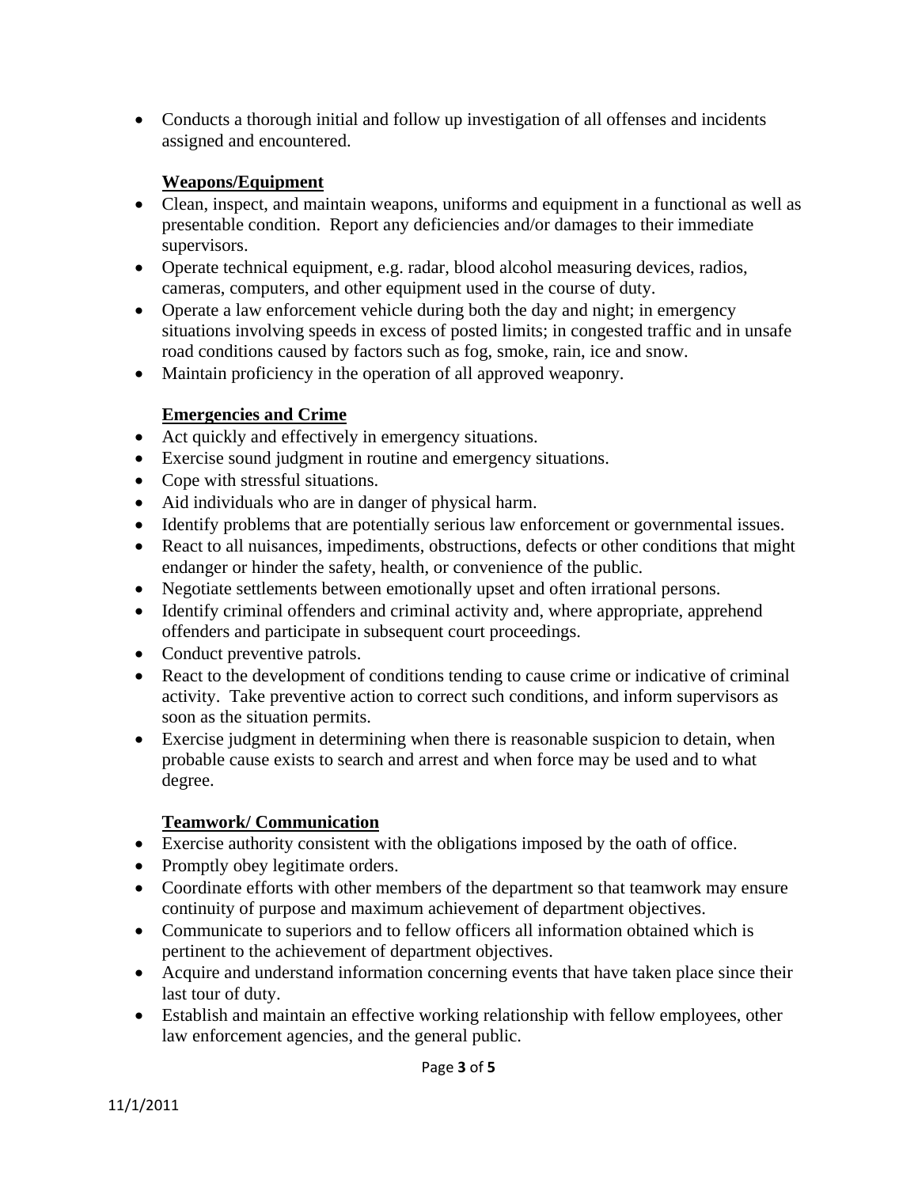- Conducts a thorough initial and follow up investigation of all offenses and incidents assigned and encountered.

**Weapons/Equipment**

- Clean, inspect, and maintain weapons, uniforms and equipment in a functional as well as presentable condition. Report any deficiencies and/or damages to their immediate supervisors.
- Operate technical equipment, e.g. radar, blood alcohol measuring devices, radios, cameras, computers, and other equipment used in the course of duty.
- Operate a law enforcement vehicle during both the day and night; in emergency situations involving speeds in excess of posted limits; in congested traffic and in unsafe road conditions caused by factors such as fog, smoke, rain, ice and snow.
- Maintain proficiency in the operation of all approved weaponry.

**Emergencies and Crime**

- Act quickly and effectively in emergency situations.
- Exercise sound judgment in routine and emergency situations.
- Cope with stressful situations.
- Aid individuals who are in danger of physical harm.
- Identify problems that are potentially serious law enforcement or governmental issues.
- React to all nuisances, impediments, obstructions, defects or other conditions that might endanger or hinder the safety, health, or convenience of the public.
- Negotiate settlements between emotionally upset and often irrational persons.
- Identify criminal offenders and criminal activity and, where appropriate, apprehend offenders and participate in subsequent court proceedings.
- Conduct preventive patrols.
- React to the development of conditions tending to cause crime or indicative of criminal activity. Take preventive action to correct such conditions, and inform supervisors as soon as the situation permits.
- Exercise judgment in determining when there is reasonable suspicion to detain, when probable cause exists to search and arrest and when force may be used and to what degree.

**Teamwork/ Communication**

- Exercise authority consistent with the obligations imposed by the oath of office.
- Promptly obey legitimate orders.
- Coordinate efforts with other members of the department so that teamwork may ensure continuity of purpose and maximum achievement of department objectives.
- Communicate to superiors and to fellow officers all information obtained which is pertinent to the achievement of department objectives.
- Acquire and understand information concerning events that have taken place since their last tour of duty.
- Establish and maintain an effective working relationship with fellow employees, other law enforcement agencies, and the general public.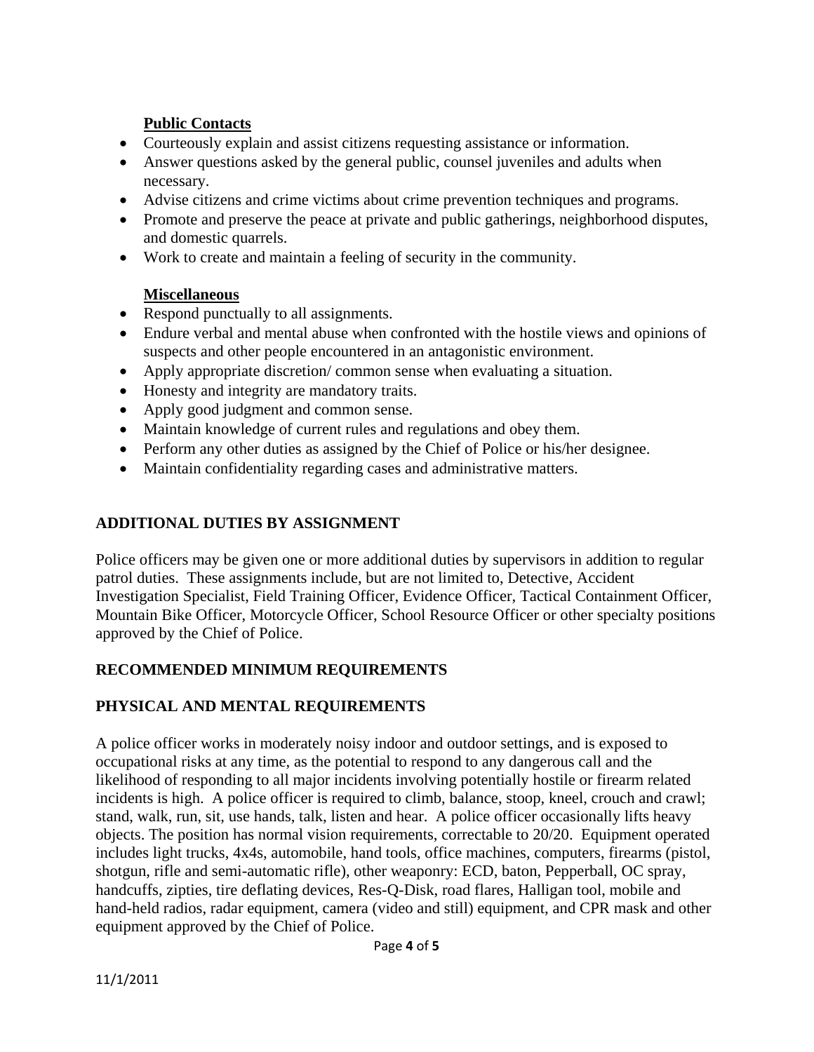**Public Contacts**

- Courteously explain and assist citizens requesting assistance or information.
- Answer questions asked by the general public, counsel juveniles and adults when necessary.
- Advise citizens and crime victims about crime prevention techniques and programs.
- Promote and preserve the peace at private and public gatherings, neighborhood disputes, and domestic quarrels.
- Work to create and maintain a feeling of security in the community.

**Miscellaneous**

- Respond punctually to all assignments.
- Endure verbal and mental abuse when confronted with the hostile views and opinions of suspects and other people encountered in an antagonistic environment.
- Apply appropriate discretion/ common sense when evaluating a situation.
- Honesty and integrity are mandatory traits.
- Apply good judgment and common sense.
- Maintain knowledge of current rules and regulations and obey them.
- Perform any other duties as assigned by the Chief of Police or his/her designee.
- Maintain confidentiality regarding cases and administrative matters.

## ADDITIONAL DUTIES BY ASSIGNMENT

Police officers may be given one or more additional duties by supervisors in addition to regular patrol duties. These assignments include, but are not limited to, Detective, Accident Investigation Specialist, Field Training Officer, Evidence Officer, Tactical Containment Officer, Mountain Bike Officer, Motorcycle Officer, School Resource Officer or other specialty positions approved by the Chief of Police.

## RECOMMENDED MINIMUM REQUIREMENTS

## PHYSICAL AND MENTAL REQUIREMENTS

A police officer works in moderately noisy indoor and outdoor settings, and is exposed to occupational risks at any time, as the potential to respond to any dangerous call and the likelihood of responding to all major incidents involving potentially hostile or firearm related incidents is high. A police officer is required to climb, balance, stoop, kneel, crouch and crawl; stand, walk, run, sit, use hands, talk, listen and hear. A police officer occasionally lifts heavy objects. The position has normal vision requirements, correctable to 20/20. Equipment operated includes light trucks, 4x4s, automobile, hand tools, office machines, computers, firearms (pistol, shotgun, rifle and semi-automatic rifle), other weaponry: ECD, baton, Pepperball, OC spray, handcuffs, zipties, tire deflating devices, Res-Q-Disk, road flares, Halligan tool, mobile and hand-held radios, radar equipment, camera (video and still) equipment, and CPR mask and other equipment approved by the Chief of Police.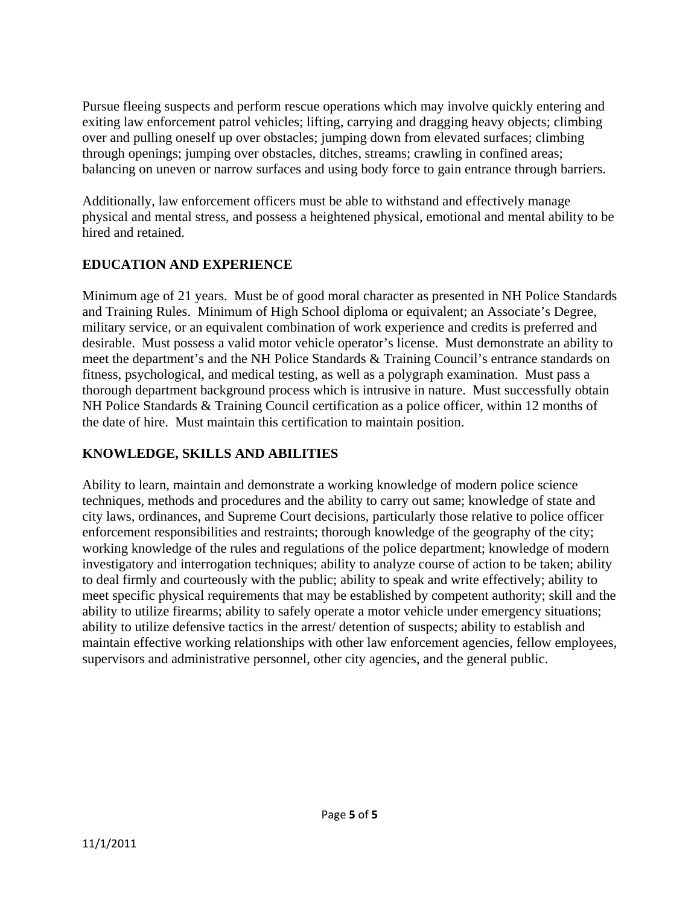Pursue fleeing suspects and perform rescue operations which may involve quickly entering and exiting law enforcement patrol vehicles; lifting, carrying and dragging heavy objects; climbing over and pulling oneself up over obstacles; jumping down from elevated surfaces; climbing through openings; jumping over obstacles, ditches, streams; crawling in confined areas; balancing on uneven or narrow surfaces and using body force to gain entrance through barriers.

Additionally, law enforcement officers must be able to withstand and effectively manage physical and mental stress, and possess a heightened physical, emotional and mental ability to be hired and retained.

## EDUCATION AND EXPERIENCE

Minimum age of 21 years. Must be of good moral character as presented in NH Police Standards and Training Rules. Minimum of High School diploma or equivalent; an Associate's Degree, military service, or an equivalent combination of work experience and credits is preferred and desirable. Must possess a valid motor vehicle operator's license. Must demonstrate an ability to meet the department's and the NH Police Standards & Training Council's entrance standards on fitness, psychological, and medical testing, as well as a polygraph examination. Must pass a thorough department background process which is intrusive in nature. Must successfully obtain NH Police Standards & Training Council certification as a police officer, within 12 months of the date of hire. Must maintain this certification to maintain position.

## KNOWLEDGE, SKILLS AND ABILITIES

Ability to learn, maintain and demonstrate a working knowledge of modern police science techniques, methods and procedures and the ability to carry out same; knowledge of state and city laws, ordinances, and Supreme Court decisions, particularly those relative to police officer enforcement responsibilities and restraints; thorough knowledge of the geography of the city; working knowledge of the rules and regulations of the police department; knowledge of modern investigatory and interrogation techniques; ability to analyze course of action to be taken; ability to deal firmly and courteously with the public; ability to speak and write effectively; ability to meet specific physical requirements that may be established by competent authority; skill and the ability to utilize firearms; ability to safely operate a motor vehicle under emergency situations; ability to utilize defensive tactics in the arrest/ detention of suspects; ability to establish and maintain effective working relationships with other law enforcement agencies, fellow employees, supervisors and administrative personnel, other city agencies, and the general public.